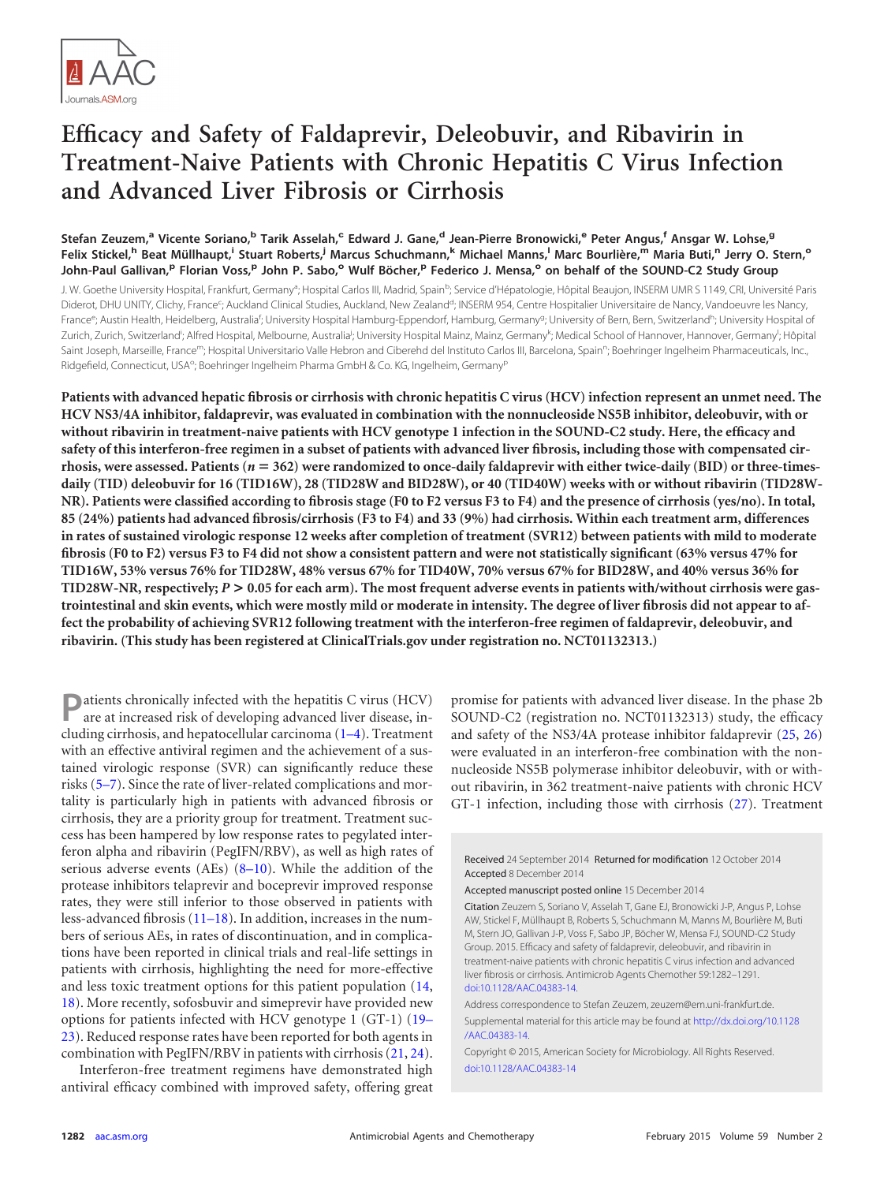# Efficacy and Safety of Faldaprevir, Deleobuvir, and Ribavirin in Treatment-Naive Patients with Chronic Hepatitis C Virus Infection and Advanced Liver Fibrosis or Cirrhosis

**Stefan Zeuzem,[a] Vicente Soriano,[b] Tarik Asselah,[c] Edward J. Gane,[d] Jean-Pierre Bronowicki,[e] Peter Angus,[f] Ansgar W. Lohse,[g] Felix Stickel,[h] Beat Müllhaupt,[i] Stuart Roberts,[j] Marcus Schuchmann,[k] Michael Manns,[l] Marc Bourlière,[m] Maria Buti,[n] Jerry O. Stern,[o] John-Paul Gallivan,[p] Florian Voss,[p] John P. Sabo,[o] Wulf Böcher,[p] Federico J. Mensa,[o] on behalf of the SOUND-C2 Study Group**

J. W. Goethe University Hospital, Frankfurt, Germany[a]; Hospital Carlos III, Madrid, Spain[b]; Service d'Hépatologie, Hôpital Beaujon, INSERM UMR S 1149, CRI, Université Paris Diderot, DHU UNITY, Clichy, France[c]; Auckland Clinical Studies, Auckland, New Zealand[d]; INSERM 954, Centre Hospitalier Universitaire de Nancy, Vandoeuvre les Nancy, France[e]; Austin Health, Heidelberg, Australia[f]; University Hospital Hamburg-Eppendorf, Hamburg, Germany[g]; University of Bern, Bern, Switzerland[h]; University Hospital of Zurich, Zurich, Switzerland[i]; Alfred Hospital, Melbourne, Australia[j]; University Hospital Mainz, Mainz, Germany[k]; Medical School of Hannover, Hannover, Germany[l]; Hôpital Saint Joseph, Marseille, France[m]; Hospital Universitario Valle Hebron and Ciberehd del Instituto Carlos III, Barcelona, Spain[n]; Boehringer Ingelheim Pharmaceuticals, Inc., Ridgefield, Connecticut, USA[o]; Boehringer Ingelheim Pharma GmbH & Co. KG, Ingelheim, Germany[p]

**Patients with advanced hepatic fibrosis or cirrhosis with chronic hepatitis C virus (HCV) infection represent an unmet need. The HCV NS3/4A inhibitor, faldaprevir, was evaluated in combination with the nonnucleoside NS5B inhibitor, deleobuvir, with or without ribavirin in treatment-naive patients with HCV genotype 1 infection in the SOUND-C2 study. Here, the efficacy and safety of this interferon-free regimen in a subset of patients with advanced liver fibrosis, including those with compensated cirrhosis, were assessed. Patients ($n = 362$) were randomized to once-daily faldaprevir with either twice-daily (BID) or three-times-daily (TID) deleobuvir for 16 (TID16W), 28 (TID28W and BID28W), or 40 (TID40W) weeks with or without ribavirin (TID28W-NR). Patients were classified according to fibrosis stage (F0 to F2 versus F3 to F4) and the presence of cirrhosis (yes/no). In total, 85 (24%) patients had advanced fibrosis/cirrhosis (F3 to F4) and 33 (9%) had cirrhosis. Within each treatment arm, differences in rates of sustained virologic response 12 weeks after completion of treatment (SVR12) between patients with mild to moderate fibrosis (F0 to F2) versus F3 to F4 did not show a consistent pattern and were not statistically significant (63% versus 47% for TID16W, 53% versus 76% for TID28W, 48% versus 67% for TID40W, 70% versus 67% for BID28W, and 40% versus 36% for TID28W-NR, respectively; $P > 0.05$ for each arm). The most frequent adverse events in patients with/without cirrhosis were gastrointestinal and skin events, which were mostly mild or moderate in intensity. The degree of liver fibrosis did not appear to affect the probability of achieving SVR12 following treatment with the interferon-free regimen of faldaprevir, deleobuvir, and ribavirin. (This study has been registered at ClinicalTrials.gov under registration no. NCT01132313.)**

Patients chronically infected with the hepatitis C virus (HCV) are at increased risk of developing advanced liver disease, including cirrhosis, and hepatocellular carcinoma (1–4). Treatment with an effective antiviral regimen and the achievement of a sustained virologic response (SVR) can significantly reduce these risks (5–7). Since the rate of liver-related complications and mortality is particularly high in patients with advanced fibrosis or cirrhosis, they are a priority group for treatment. Treatment success has been hampered by low response rates to pegylated interferon alpha and ribavirin (PegIFN/RBV), as well as high rates of serious adverse events (AEs) (8–10). While the addition of the protease inhibitors telaprevir and boceprevir improved response rates, they were still inferior to those observed in patients with less-advanced fibrosis (11–18). In addition, increases in the numbers of serious AEs, in rates of discontinuation, and in complications have been reported in clinical trials and real-life settings in patients with cirrhosis, highlighting the need for more-effective and less toxic treatment options for this patient population (14, 18). More recently, sofosbuvir and simeprevir have provided new options for patients infected with HCV genotype 1 (GT-1) (19–23). Reduced response rates have been reported for both agents in combination with PegIFN/RBV in patients with cirrhosis (21, 24).

Interferon-free treatment regimens have demonstrated high antiviral efficacy combined with improved safety, offering great promise for patients with advanced liver disease. In the phase 2b SOUND-C2 (registration no. NCT01132313) study, the efficacy and safety of the NS3/4A protease inhibitor faldaprevir (25, 26) were evaluated in an interferon-free combination with the nonnucleoside NS5B polymerase inhibitor deleobuvir, with or without ribavirin, in 362 treatment-naive patients with chronic HCV GT-1 infection, including those with cirrhosis (27). Treatment

Received 24 September 2014 Returned for modification 12 October 2014 Accepted 8 December 2014

Accepted manuscript posted online 15 December 2014

Citation Zeuzem S, Soriano V, Asselah T, Gane EJ, Bronowicki J-P, Angus P, Lohse AW, Stickel F, Müllhaupt B, Roberts S, Schuchmann M, Manns M, Bourlière M, Buti M, Stern JO, Gallivan J-P, Voss F, Sabo JP, Böcher W, Mensa FJ, SOUND-C2 Study Group. 2015. Efficacy and safety of faldaprevir, deleobuvir, and ribavirin in treatment-naive patients with chronic hepatitis C virus infection and advanced liver fibrosis or cirrhosis. Antimicrob Agents Chemother 59:1282–1291. doi:10.1128/AAC.04383-14.

Address correspondence to Stefan Zeuzem, zeuzem@em.uni-frankfurt.de.

Supplemental material for this article may be found at http://dx.doi.org/10.1128/AAC.04383-14.

Copyright © 2015, American Society for Microbiology. All Rights Reserved.

doi:10.1128/AAC.04383-14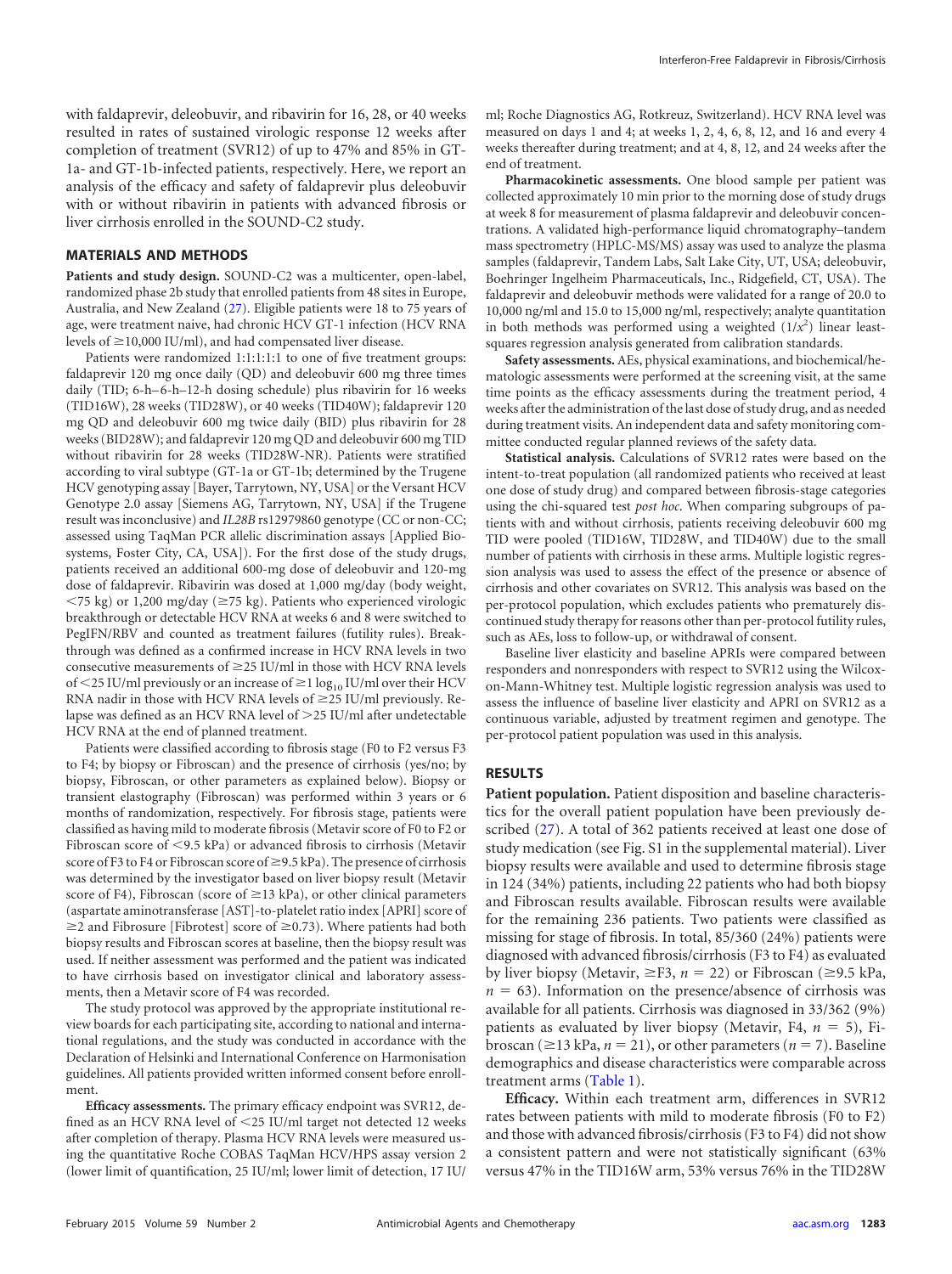with faldaprevir, deleobuvir, and ribavirin for 16, 28, or 40 weeks resulted in rates of sustained virologic response 12 weeks after completion of treatment (SVR12) of up to 47% and 85% in GT-1a- and GT-1b-infected patients, respectively. Here, we report an analysis of the efficacy and safety of faldaprevir plus deleobuvir with or without ribavirin in patients with advanced fibrosis or liver cirrhosis enrolled in the SOUND-C2 study.

## MATERIALS AND METHODS

**Patients and study design.** SOUND-C2 was a multicenter, open-label, randomized phase 2b study that enrolled patients from 48 sites in Europe, Australia, and New Zealand (27). Eligible patients were 18 to 75 years of age, were treatment naive, had chronic HCV GT-1 infection (HCV RNA levels of ≥10,000 IU/ml), and had compensated liver disease.

Patients were randomized 1:1:1:1:1 to one of five treatment groups: faldaprevir 120 mg once daily (QD) and deleobuvir 600 mg three times daily (TID; 6-h–6-h–12-h dosing schedule) plus ribavirin for 16 weeks (TID16W), 28 weeks (TID28W), or 40 weeks (TID40W); faldaprevir 120 mg QD and deleobuvir 600 mg twice daily (BID) plus ribavirin for 28 weeks (BID28W); and faldaprevir 120 mg QD and deleobuvir 600 mg TID without ribavirin for 28 weeks (TID28W-NR). Patients were stratified according to viral subtype (GT-1a or GT-1b; determined by the Trugene HCV genotyping assay [Bayer, Tarrytown, NY, USA] or the Versant HCV Genotype 2.0 assay [Siemens AG, Tarrytown, NY, USA] if the Trugene result was inconclusive) and *IL28B* rs12979860 genotype (CC or non-CC; assessed using TaqMan PCR allelic discrimination assays [Applied Biosystems, Foster City, CA, USA]). For the first dose of the study drugs, patients received an additional 600-mg dose of deleobuvir and 120-mg dose of faldaprevir. Ribavirin was dosed at 1,000 mg/day (body weight, <75 kg) or 1,200 mg/day (≥75 kg). Patients who experienced virologic breakthrough or detectable HCV RNA at weeks 6 and 8 were switched to PegIFN/RBV and counted as treatment failures (futility rules). Breakthrough was defined as a confirmed increase in HCV RNA levels in two consecutive measurements of ≥25 IU/ml in those with HCV RNA levels of <25 IU/ml previously or an increase of $\geq 1 \log_{10}$ IU/ml over their HCV RNA nadir in those with HCV RNA levels of ≥25 IU/ml previously. Relapse was defined as an HCV RNA level of >25 IU/ml after undetectable HCV RNA at the end of planned treatment.

Patients were classified according to fibrosis stage (F0 to F2 versus F3 to F4; by biopsy or Fibroscan) and the presence of cirrhosis (yes/no; by biopsy, Fibroscan, or other parameters as explained below). Biopsy or transient elastography (Fibroscan) was performed within 3 years or 6 months of randomization, respectively. For fibrosis stage, patients were classified as having mild to moderate fibrosis (Metavir score of F0 to F2 or Fibroscan score of <9.5 kPa) or advanced fibrosis to cirrhosis (Metavir score of F3 to F4 or Fibroscan score of ≥9.5 kPa). The presence of cirrhosis was determined by the investigator based on liver biopsy result (Metavir score of F4), Fibroscan (score of ≥13 kPa), or other clinical parameters (aspartate aminotransferase [AST]-to-platelet ratio index [APRI] score of ≥2 and Fibrosure [Fibrotest] score of ≥0.73). Where patients had both biopsy results and Fibroscan scores at baseline, then the biopsy result was used. If neither assessment was performed and the patient was indicated to have cirrhosis based on investigator clinical and laboratory assessments, then a Metavir score of F4 was recorded.

The study protocol was approved by the appropriate institutional review boards for each participating site, according to national and international regulations, and the study was conducted in accordance with the Declaration of Helsinki and International Conference on Harmonisation guidelines. All patients provided written informed consent before enrollment.

**Efficacy assessments.** The primary efficacy endpoint was SVR12, defined as an HCV RNA level of <25 IU/ml target not detected 12 weeks after completion of therapy. Plasma HCV RNA levels were measured using the quantitative Roche COBAS TaqMan HCV/HPS assay version 2 (lower limit of quantification, 25 IU/ml; lower limit of detection, 17 IU/ml; Roche Diagnostics AG, Rotkreuz, Switzerland). HCV RNA level was measured on days 1 and 4; at weeks 1, 2, 4, 6, 8, 12, and 16 and every 4 weeks thereafter during treatment; and at 4, 8, 12, and 24 weeks after the end of treatment.

**Pharmacokinetic assessments.** One blood sample per patient was collected approximately 10 min prior to the morning dose of study drugs at week 8 for measurement of plasma faldaprevir and deleobuvir concentrations. A validated high-performance liquid chromatography–tandem mass spectrometry (HPLC-MS/MS) assay was used to analyze the plasma samples (faldaprevir, Tandem Labs, Salt Lake City, UT, USA; deleobuvir, Boehringer Ingelheim Pharmaceuticals, Inc., Ridgefield, CT, USA). The faldaprevir and deleobuvir methods were validated for a range of 20.0 to 10,000 ng/ml and 15.0 to 15,000 ng/ml, respectively; analyte quantitation in both methods was performed using a weighted $(1/x^2)$ linear least-squares regression analysis generated from calibration standards.

**Safety assessments.** AEs, physical examinations, and biochemical/hematologic assessments were performed at the screening visit, at the same time points as the efficacy assessments during the treatment period, 4 weeks after the administration of the last dose of study drug, and as needed during treatment visits. An independent data and safety monitoring committee conducted regular planned reviews of the safety data.

**Statistical analysis.** Calculations of SVR12 rates were based on the intent-to-treat population (all randomized patients who received at least one dose of study drug) and compared between fibrosis-stage categories using the chi-squared test *post hoc*. When comparing subgroups of patients with and without cirrhosis, patients receiving deleobuvir 600 mg TID were pooled (TID16W, TID28W, and TID40W) due to the small number of patients with cirrhosis in these arms. Multiple logistic regression analysis was used to assess the effect of the presence or absence of cirrhosis and other covariates on SVR12. This analysis was based on the per-protocol population, which excludes patients who prematurely discontinued study therapy for reasons other than per-protocol futility rules, such as AEs, loss to follow-up, or withdrawal of consent.

Baseline liver elasticity and baseline APRIs were compared between responders and nonresponders with respect to SVR12 using the Wilcoxon-Mann-Whitney test. Multiple logistic regression analysis was used to assess the influence of baseline liver elasticity and APRI on SVR12 as a continuous variable, adjusted by treatment regimen and genotype. The per-protocol patient population was used in this analysis.

## RESULTS

**Patient population.** Patient disposition and baseline characteristics for the overall patient population have been previously described (27). A total of 362 patients received at least one dose of study medication (see Fig. S1 in the supplemental material). Liver biopsy results were available and used to determine fibrosis stage in 124 (34%) patients, including 22 patients who had both biopsy and Fibroscan results available. Fibroscan results were available for the remaining 236 patients. Two patients were classified as missing for stage of fibrosis. In total, 85/360 (24%) patients were diagnosed with advanced fibrosis/cirrhosis (F3 to F4) as evaluated by liver biopsy (Metavir, ≥F3, $n = 22$) or Fibroscan (≥9.5 kPa, $n = 63$). Information on the presence/absence of cirrhosis was available for all patients. Cirrhosis was diagnosed in 33/362 (9%) patients as evaluated by liver biopsy (Metavir, F4, $n = 5$), Fibroscan (≥13 kPa, $n = 21$), or other parameters ($n = 7$). Baseline demographics and disease characteristics were comparable across treatment arms (Table 1).

**Efficacy.** Within each treatment arm, differences in SVR12 rates between patients with mild to moderate fibrosis (F0 to F2) and those with advanced fibrosis/cirrhosis (F3 to F4) did not show a consistent pattern and were not statistically significant (63% versus 47% in the TID16W arm, 53% versus 76% in the TID28W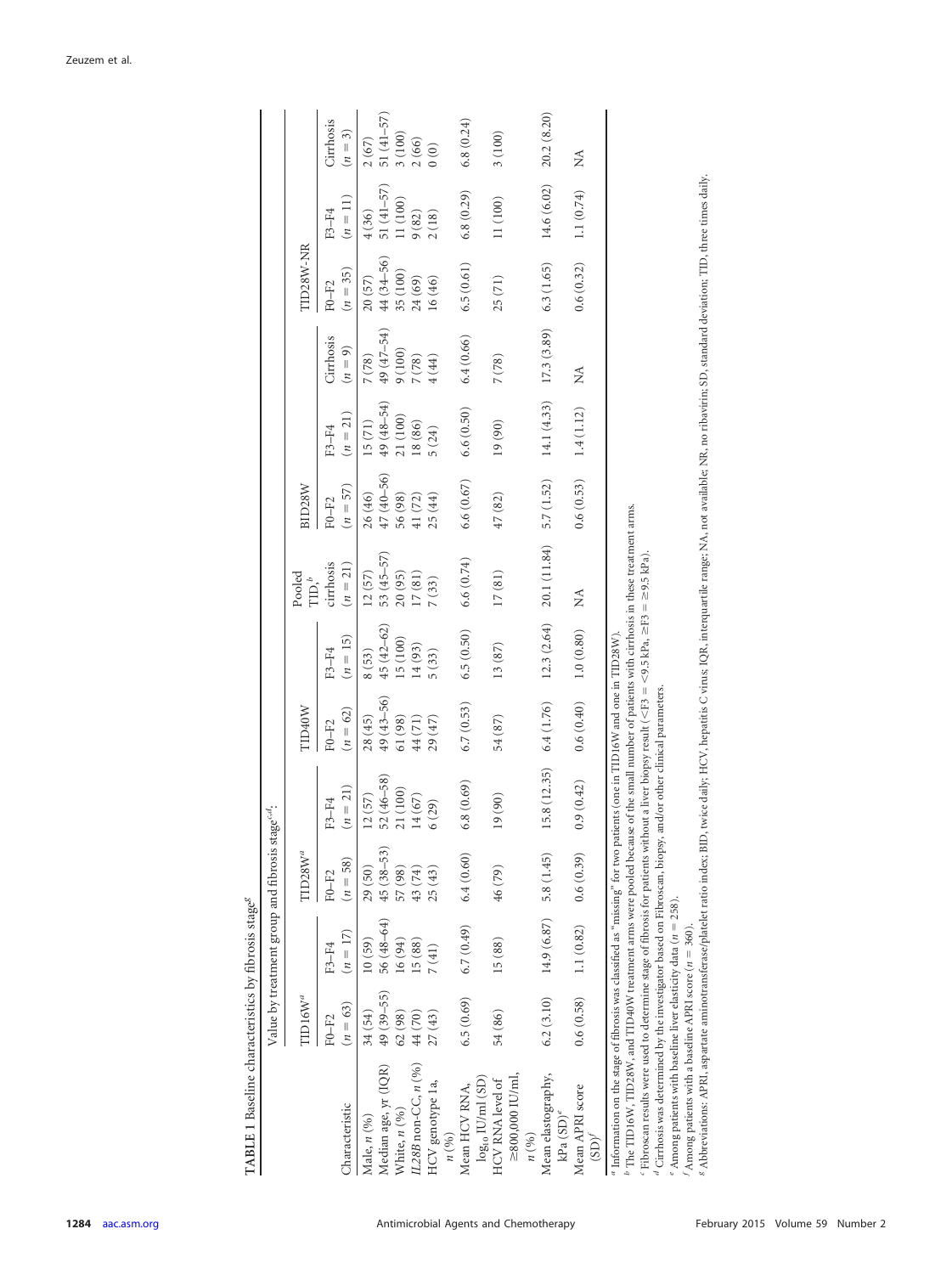**TABLE 1** Baseline characteristics by fibrosis stage[g]

| Characteristic | Value by treatment group and fibrosis stage[c,d]: | | | | | | | | | | | |
|---|---|---|---|---|---|---|---|---|---|---|---|---|
| | TID16W[a] | | TID28W[a] | | TID40W | | Pooled TID,[b] | BID28W | | | TID28W-NR | | |
| | F0–F2 (n = 63) | F3–F4 (n = 17) | F0–F2 (n = 58) | F3–F4 (n = 21) | F0–F2 (n = 62) | F3–F4 (n = 15) | cirrhosis (n = 21) | F0–F2 (n = 57) | F3–F4 (n = 21) | Cirrhosis (n = 9) | F0–F2 (n = 35) | F3–F4 (n = 11) | Cirrhosis (n = 3) |
| Male, n (%) | 34 (54) | 10 (59) | 29 (50) | 12 (57) | 28 (45) | 8 (53) | 12 (57) | 26 (46) | 15 (71) | 7 (78) | 20 (57) | 4 (36) | 2 (67) |
| Median age, yr (IQR) | 49 (39–55) | 56 (48–64) | 45 (38–53) | 52 (46–58) | 49 (43–56) | 45 (42–62) | 53 (45–57) | 47 (40–56) | 49 (48–54) | 49 (47–54) | 44 (34–56) | 51 (41–57) | 51 (41–57) |
| White, n (%) | 62 (98) | 16 (94) | 57 (98) | 21 (100) | 61 (98) | 15 (100) | 20 (95) | 56 (98) | 21 (100) | 9 (100) | 35 (100) | 11 (100) | 3 (100) |
| *IL28B* non-CC, n (%) | 44 (70) | 15 (88) | 43 (74) | 14 (67) | 44 (71) | 14 (93) | 17 (81) | 41 (72) | 18 (86) | 7 (78) | 24 (69) | 9 (82) | 2 (66) |
| HCV genotype 1a, n (%) | 27 (43) | 7 (41) | 25 (43) | 6 (29) | 29 (47) | 5 (33) | 7 (33) | 25 (44) | 5 (24) | 4 (44) | 16 (46) | 2 (18) | 0 (0) |
| Mean HCV RNA, $\log_{10}$ IU/ml (SD) | 6.5 (0.69) | 6.7 (0.49) | 6.4 (0.60) | 6.8 (0.69) | 6.7 (0.53) | 6.5 (0.50) | 6.6 (0.74) | 6.6 (0.67) | 6.6 (0.50) | 6.4 (0.66) | 6.5 (0.61) | 6.8 (0.29) | 6.8 (0.24) |
| HCV RNA level of ≥800,000 IU/ml, n (%) | 54 (86) | 15 (88) | 46 (79) | 19 (90) | 54 (87) | 13 (87) | 17 (81) | 47 (82) | 19 (90) | 7 (78) | 25 (71) | 11 (100) | 3 (100) |
| Mean elastography, kPa (SD)[e] | 6.2 (3.10) | 14.9 (6.87) | 5.8 (1.45) | 15.8 (12.35) | 6.4 (1.76) | 12.3 (2.64) | 20.1 (11.84) | 5.7 (1.52) | 14.1 (4.33) | 17.3 (3.89) | 6.3 (1.65) | 14.6 (6.02) | 20.2 (8.20) |
| Mean APRI score (SD)[f] | 0.6 (0.58) | 1.1 (0.82) | 0.6 (0.39) | 0.9 (0.42) | 0.6 (0.40) | 1.0 (0.80) | NA | 0.6 (0.53) | 1.4 (1.12) | NA | 0.6 (0.32) | 1.1 (0.74) | NA |

[a] Information on the stage of fibrosis was classified as "missing" for two patients (one in TID16W and one in TID28W).

[b] The TID16W, TID28W, and TID40W treatment arms were pooled because of the small number of patients with cirrhosis in these treatment arms.

[c] Fibroscan results were used to determine stage of fibrosis for patients without a liver biopsy result (<F3 = <9.5 kPa, ≥F3 = ≥9.5 kPa).

[d] Cirrhosis was determined by the investigator based on Fibroscan, biopsy, and/or other clinical parameters.

[e] Among patients with baseline liver elasticity data (n = 258).

[f] Among patients with a baseline APRI score (n = 360).

[g] Abbreviations: APRI, aspartate aminotransferase/platelet ratio index; BID, twice daily; HCV, hepatitis C virus; IQR, interquartile range; NA, not available; NR, no ribavirin; SD, standard deviation; TID, three times daily.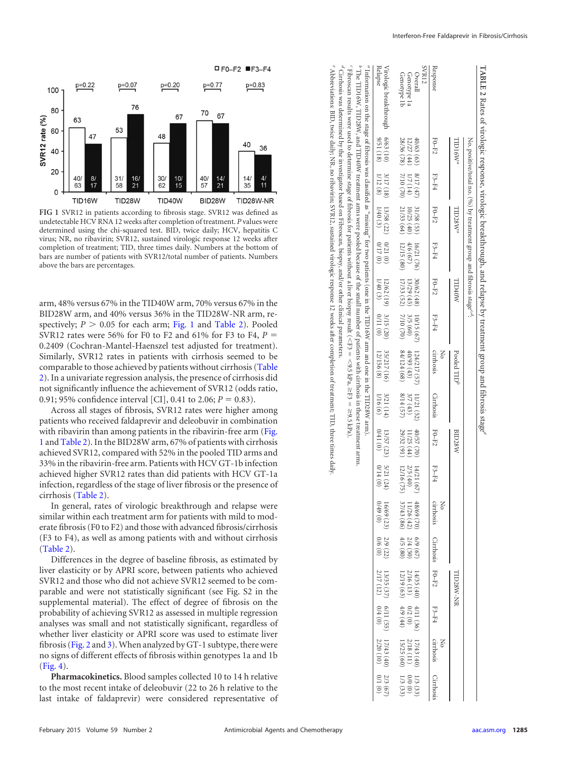FIG 1 SVR12 in patients according to fibrosis stage. SVR12 was defined as undetectable HCV RNA 12 weeks after completion of treatment. *P* values were determined using the chi-squared test. BID, twice daily; HCV, hepatitis C virus; NR, no ribavirin; SVR12, sustained virologic response 12 weeks after completion of treatment; TID, three times daily. Numbers at the bottom of bars are number of patients with SVR12/total number of patients. Numbers above the bars are percentages.

**TABLE 2** Rates of virologic response, virologic breakthrough, and relapse by treatment group and fibrosis stage[c,d]

| Response | No. positive/total no. (%) by treatment group and fibrosis stage[e] | | | | | | | | | | | | | | | |
|---|---|---|---|---|---|---|---|---|---|---|---|---|---|---|---|---|
| | TID16W[a] | | TID28W[a] | | TID40W | | Pooled TID[b] | | BID28W | | | | TID28W-NR | | | |
| | F0–F2 | F3–F4 | F0–F2 | F3–F4 | F0–F2 | F3–F4 | No cirrhosis | Cirrhosis | F0–F2 | F3–F4 | No cirrhosis | Cirrhosis | F0–F2 | F3–F4 | No cirrhosis | Cirrhosis |
| SVR12 | | | | | | | | | | | | | | | | |
| Overall | 40/63 (63) | 8/17 (47) | 31/58 (53) | 16/21 (76) | 30/62 (48) | 10/15 (67) | 124/217 (57) | 11/21 (52) | 40/57 (70) | 14/21 (67) | 48/69 (70) | 6/9 (67) | 14/35 (40) | 4/11 (36) | 17/43 (40) | 1/3 (33) |
| Genotype 1a | 12/27 (44) | 1/7 (14) | 10/25 (40) | 4/6 (67) | 13/29 (45) | 3/5 (60) | 40/93 (43) | 3/7 (43) | 11/25 (44) | 2/5 (40) | 11/26 (42) | 2/4 (50) | 2/16 (13) | 0/2 (0) | 2/18 (11) | 0/0 (0) |
| Genotype 1b | 28/36 (78) | 7/10 (70) | 21/33 (64) | 12/15 (80) | 17/33 (52) | 7/10 (70) | 84/124 (68) | 8/14 (57) | 29/32 (91) | 12/16 (75) | 37/43 (86) | 4/5 (80) | 12/19 (63) | 4/9 (44) | 15/25 (60) | 1/3 (33) |
| Virologic breakthrough | 6/63 (10) | 3/17 (18) | 13/58 (22) | 0/21 (0) | 12/62 (19) | 3/15 (20) | 35/217 (16) | 3/21 (14) | 13/57 (23) | 5/21 (24) | 16/69 (23) | 2/9 (22) | 13/35 (37) | 6/11 (55) | 17/43 (40) | 2/3 (67) |
| Relapse | 9/51 (18) | 1/12 (8) | 1/40 (3) | 0/17 (0) | 1/40 (3) | 0/11 (0) | 12/156 (8) | 1/16 (6) | 0/41 (0) | 0/14 (0) | 0/49 (0) | 0/6 (0) | 2/17 (12) | 0/4 (0) | 2/20 (10) | 0/1 (0) |

[a] Information on the stage of fibrosis was classified as "missing" for two patients (one in the TID16W arm and one in the TID28W arm).
[b] The TID16W, TID28W, and TID40W treatment arms were pooled because of the small number of patients with cirrhosis in these treatment arms.
[c] Fibroscan results were used to determine stage of fibrosis for patients without a liver biopsy result (<F3 = <9.5 kPa, ≥F3 = ≥9.5 kPa).
[d] Cirrhosis was determined by the investigator based on Fibroscan, biopsy, and/or other clinical parameters.
[e] Abbreviations: BID, twice daily; NR, no ribavirin; SVR12, sustained virologic response 12 weeks after completion of treatment; TID, three times daily.

arm, 48% versus 67% in the TID40W arm, 70% versus 67% in the BID28W arm, and 40% versus 36% in the TID28W-NR arm, respectively; $P > 0.05$ for each arm; Fig. 1 and Table 2). Pooled SVR12 rates were 56% for F0 to F2 and 61% for F3 to F4, $P = 0.2409$ (Cochran-Mantel-Haenszel test adjusted for treatment). Similarly, SVR12 rates in patients with cirrhosis seemed to be comparable to those achieved by patients without cirrhosis (Table 2). In a univariate regression analysis, the presence of cirrhosis did not significantly influence the achievement of SVR12 (odds ratio, 0.91; 95% confidence interval [CI], 0.41 to 2.06; $P = 0.83$).

Across all stages of fibrosis, SVR12 rates were higher among patients who received faldaprevir and deleobuvir in combination with ribavirin than among patients in the ribavirin-free arm (Fig. 1 and Table 2). In the BID28W arm, 67% of patients with cirrhosis achieved SVR12, compared with 52% in the pooled TID arms and 33% in the ribavirin-free arm. Patients with HCV GT-1b infection achieved higher SVR12 rates than did patients with HCV GT-1a infection, regardless of the stage of liver fibrosis or the presence of cirrhosis (Table 2).

In general, rates of virologic breakthrough and relapse were similar within each treatment arm for patients with mild to moderate fibrosis (F0 to F2) and those with advanced fibrosis/cirrhosis (F3 to F4), as well as among patients with and without cirrhosis (Table 2).

Differences in the degree of baseline fibrosis, as estimated by liver elasticity or by APRI score, between patients who achieved SVR12 and those who did not achieve SVR12 seemed to be comparable and were not statistically significant (see Fig. S2 in the supplemental material). The effect of degree of fibrosis on the probability of achieving SVR12 as assessed in multiple regression analyses was small and not statistically significant, regardless of whether liver elasticity or APRI score was used to estimate liver fibrosis (Fig. 2 and 3). When analyzed by GT-1 subtype, there were no signs of different effects of fibrosis within genotypes 1a and 1b (Fig. 4).

**Pharmacokinetics.** Blood samples collected 10 to 14 h relative to the most recent intake of deleobuvir (22 to 26 h relative to the last intake of faldaprevir) were considered representative of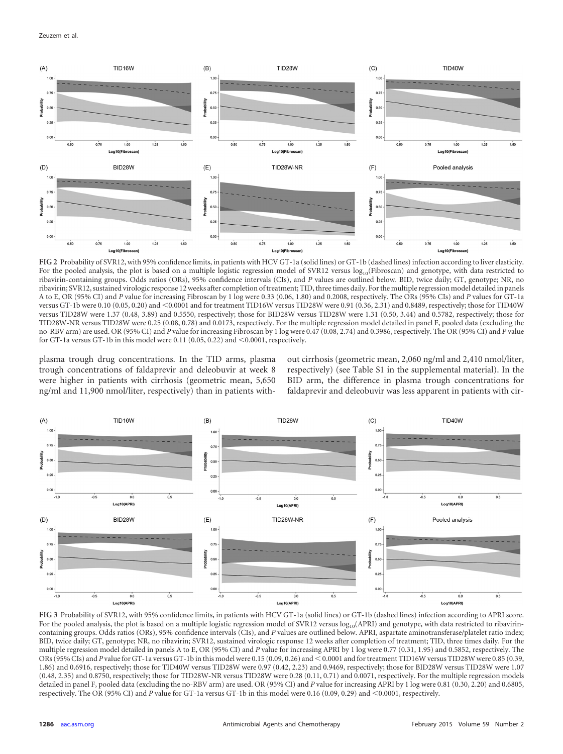FIG 2 Probability of SVR12, with 95% confidence limits, in patients with HCV GT-1a (solid lines) or GT-1b (dashed lines) infection according to liver elasticity. For the pooled analysis, the plot is based on a multiple logistic regression model of SVR12 versus $\log_{10}$(Fibroscan) and genotype, with data restricted to ribavirin-containing groups. Odds ratios (ORs), 95% confidence intervals (CIs), and *P* values are outlined below. BID, twice daily; GT, genotype; NR, no ribavirin; SVR12, sustained virologic response 12 weeks after completion of treatment; TID, three times daily. For the multiple regression model detailed in panels A to E, OR (95% CI) and *P* value for increasing Fibroscan by 1 log were 0.33 (0.06, 1.80) and 0.2008, respectively. The ORs (95% CIs) and *P* values for GT-1a versus GT-1b were 0.10 (0.05, 0.20) and <0.0001 and for treatment TID16W versus TID28W were 0.91 (0.36, 2.31) and 0.8489, respectively; those for TID40W versus TID28W were 1.37 (0.48, 3.89) and 0.5550, respectively; those for BID28W versus TID28W were 1.31 (0.50, 3.44) and 0.5782, respectively; those for TID28W-NR versus TID28W were 0.25 (0.08, 0.78) and 0.0173, respectively. For the multiple regression model detailed in panel F, pooled data (excluding the no-RBV arm) are used. OR (95% CI) and *P* value for increasing Fibroscan by 1 log were 0.47 (0.08, 2.74) and 0.3986, respectively. The OR (95% CI) and *P* value for GT-1a versus GT-1b in this model were 0.11 (0.05, 0.22) and <0.0001, respectively.

plasma trough drug concentrations. In the TID arms, plasma trough concentrations of faldaprevir and deleobuvir at week 8 were higher in patients with cirrhosis (geometric mean, 5,650 ng/ml and 11,900 nmol/liter, respectively) than in patients without cirrhosis (geometric mean, 2,060 ng/ml and 2,410 nmol/liter, respectively) (see Table S1 in the supplemental material). In the BID arm, the difference in plasma trough concentrations for faldaprevir and deleobuvir was less apparent in patients with cir-

FIG 3 Probability of SVR12, with 95% confidence limits, in patients with HCV GT-1a (solid lines) or GT-1b (dashed lines) infection according to APRI score. For the pooled analysis, the plot is based on a multiple logistic regression model of SVR12 versus $\log_{10}$(APRI) and genotype, with data restricted to ribavirin-containing groups. Odds ratios (ORs), 95% confidence intervals (CIs), and *P* values are outlined below. APRI, aspartate aminotransferase/platelet ratio index; BID, twice daily; GT, genotype; NR, no ribavirin; SVR12, sustained virologic response 12 weeks after completion of treatment; TID, three times daily. For the multiple regression model detailed in panels A to E, OR (95% CI) and *P* value for increasing APRI by 1 log were 0.77 (0.31, 1.95) and 0.5852, respectively. The ORs (95% CIs) and *P* value for GT-1a versus GT-1b in this model were 0.15 (0.09, 0.26) and < 0.0001 and for treatment TID16W versus TID28W were 0.85 (0.39, 1.86) and 0.6916, respectively; those for TID40W versus TID28W were 0.97 (0.42, 2.23) and 0.9469, respectively; those for BID28W versus TID28W were 1.07 (0.48, 2.35) and 0.8750, respectively; those for TID28W-NR versus TID28W were 0.28 (0.11, 0.71) and 0.0071, respectively. For the multiple regression models detailed in panel F, pooled data (excluding the no-RBV arm) are used. OR (95% CI) and *P* value for increasing APRI by 1 log were 0.81 (0.30, 2.20) and 0.6805, respectively. The OR (95% CI) and *P* value for GT-1a versus GT-1b in this model were 0.16 (0.09, 0.29) and <0.0001, respectively.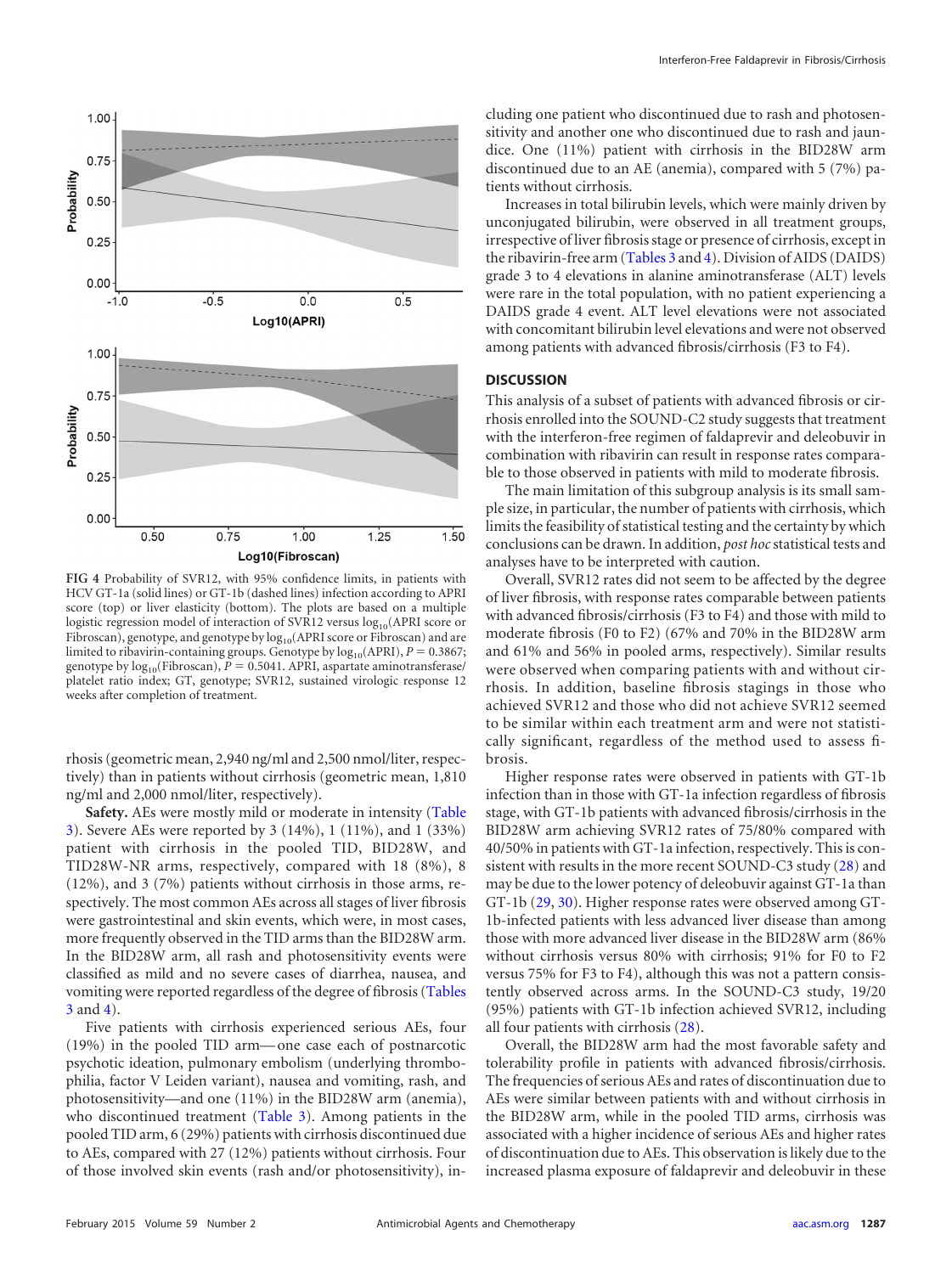FIG 4 Probability of SVR12, with 95% confidence limits, in patients with HCV GT-1a (solid lines) or GT-1b (dashed lines) infection according to APRI score (top) or liver elasticity (bottom). The plots are based on a multiple logistic regression model of interaction of SVR12 versus $\log_{10}$(APRI score or Fibroscan), genotype, and genotype by $\log_{10}$(APRI score or Fibroscan) and are limited to ribavirin-containing groups. Genotype by $\log_{10}$(APRI), $P = 0.3867$; genotype by $\log_{10}$(Fibroscan), $P = 0.5041$. APRI, aspartate aminotransferase/platelet ratio index; GT, genotype; SVR12, sustained virologic response 12 weeks after completion of treatment.

rhosis (geometric mean, 2,940 ng/ml and 2,500 nmol/liter, respectively) than in patients without cirrhosis (geometric mean, 1,810 ng/ml and 2,000 nmol/liter, respectively).

**Safety.** AEs were mostly mild or moderate in intensity (Table 3). Severe AEs were reported by 3 (14%), 1 (11%), and 1 (33%) patient with cirrhosis in the pooled TID, BID28W, and TID28W-NR arms, respectively, compared with 18 (8%), 8 (12%), and 3 (7%) patients without cirrhosis in those arms, respectively. The most common AEs across all stages of liver fibrosis were gastrointestinal and skin events, which were, in most cases, more frequently observed in the TID arms than the BID28W arm. In the BID28W arm, all rash and photosensitivity events were classified as mild and no severe cases of diarrhea, nausea, and vomiting were reported regardless of the degree of fibrosis (Tables 3 and 4).

Five patients with cirrhosis experienced serious AEs, four (19%) in the pooled TID arm—one case each of postnarcotic psychotic ideation, pulmonary embolism (underlying thrombophilia, factor V Leiden variant), nausea and vomiting, rash, and photosensitivity—and one (11%) in the BID28W arm (anemia), who discontinued treatment (Table 3). Among patients in the pooled TID arm, 6 (29%) patients with cirrhosis discontinued due to AEs, compared with 27 (12%) patients without cirrhosis. Four of those involved skin events (rash and/or photosensitivity), including one patient who discontinued due to rash and photosensitivity and another one who discontinued due to rash and jaundice. One (11%) patient with cirrhosis in the BID28W arm discontinued due to an AE (anemia), compared with 5 (7%) patients without cirrhosis.

Increases in total bilirubin levels, which were mainly driven by unconjugated bilirubin, were observed in all treatment groups, irrespective of liver fibrosis stage or presence of cirrhosis, except in the ribavirin-free arm (Tables 3 and 4). Division of AIDS (DAIDS) grade 3 to 4 elevations in alanine aminotransferase (ALT) levels were rare in the total population, with no patient experiencing a DAIDS grade 4 event. ALT level elevations were not associated with concomitant bilirubin level elevations and were not observed among patients with advanced fibrosis/cirrhosis (F3 to F4).

## DISCUSSION

This analysis of a subset of patients with advanced fibrosis or cirrhosis enrolled into the SOUND-C2 study suggests that treatment with the interferon-free regimen of faldaprevir and deleobuvir in combination with ribavirin can result in response rates comparable to those observed in patients with mild to moderate fibrosis.

The main limitation of this subgroup analysis is its small sample size, in particular, the number of patients with cirrhosis, which limits the feasibility of statistical testing and the certainty by which conclusions can be drawn. In addition, *post hoc* statistical tests and analyses have to be interpreted with caution.

Overall, SVR12 rates did not seem to be affected by the degree of liver fibrosis, with response rates comparable between patients with advanced fibrosis/cirrhosis (F3 to F4) and those with mild to moderate fibrosis (F0 to F2) (67% and 70% in the BID28W arm and 61% and 56% in pooled arms, respectively). Similar results were observed when comparing patients with and without cirrhosis. In addition, baseline fibrosis stagings in those who achieved SVR12 and those who did not achieve SVR12 seemed to be similar within each treatment arm and were not statistically significant, regardless of the method used to assess fibrosis.

Higher response rates were observed in patients with GT-1b infection than in those with GT-1a infection regardless of fibrosis stage, with GT-1b patients with advanced fibrosis/cirrhosis in the BID28W arm achieving SVR12 rates of 75/80% compared with 40/50% in patients with GT-1a infection, respectively. This is consistent with results in the more recent SOUND-C3 study (28) and may be due to the lower potency of deleobuvir against GT-1a than GT-1b (29, 30). Higher response rates were observed among GT-1b-infected patients with less advanced liver disease than among those with more advanced liver disease in the BID28W arm (86% without cirrhosis versus 80% with cirrhosis; 91% for F0 to F2 versus 75% for F3 to F4), although this was not a pattern consistently observed across arms. In the SOUND-C3 study, 19/20 (95%) patients with GT-1b infection achieved SVR12, including all four patients with cirrhosis (28).

Overall, the BID28W arm had the most favorable safety and tolerability profile in patients with advanced fibrosis/cirrhosis. The frequencies of serious AEs and rates of discontinuation due to AEs were similar between patients with and without cirrhosis in the BID28W arm, while in the pooled TID arms, cirrhosis was associated with a higher incidence of serious AEs and higher rates of discontinuation due to AEs. This observation is likely due to the increased plasma exposure of faldaprevir and deleobuvir in these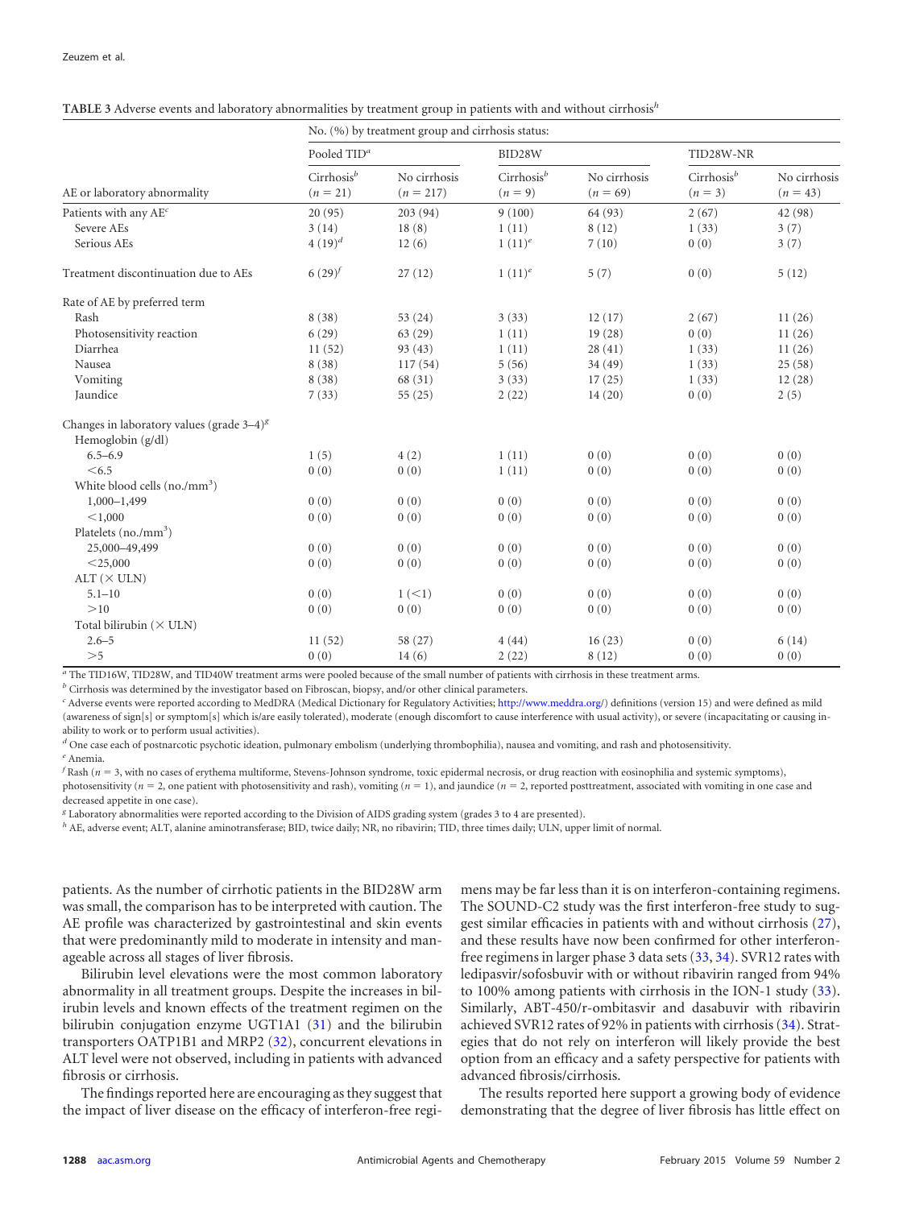**TABLE 3** Adverse events and laboratory abnormalities by treatment group in patients with and without cirrhosis[h]

| AE or laboratory abnormality | No. (%) by treatment group and cirrhosis status: | | | | | |
|---|---|---|---|---|---|---|
| | Pooled TID[a] | | BID28W | | TID28W-NR | |
| | Cirrhosis[b] ($n$ = 21) | No cirrhosis ($n$ = 217) | Cirrhosis[b] ($n$ = 9) | No cirrhosis ($n$ = 69) | Cirrhosis[b] ($n$ = 3) | No cirrhosis ($n$ = 43) |
| Patients with any AE[c] | 20 (95) | 203 (94) | 9 (100) | 64 (93) | 2 (67) | 42 (98) |
| Severe AEs | 3 (14) | 18 (8) | 1 (11) | 8 (12) | 1 (33) | 3 (7) |
| Serious AEs | 4 (19)[d] | 12 (6) | 1 (11)[e] | 7 (10) | 0 (0) | 3 (7) |
| Treatment discontinuation due to AEs | 6 (29)[f] | 27 (12) | 1 (11)[e] | 5 (7) | 0 (0) | 5 (12) |
| Rate of AE by preferred term | | | | | | |
| Rash | 8 (38) | 53 (24) | 3 (33) | 12 (17) | 2 (67) | 11 (26) |
| Photosensitivity reaction | 6 (29) | 63 (29) | 1 (11) | 19 (28) | 0 (0) | 11 (26) |
| Diarrhea | 11 (52) | 93 (43) | 1 (11) | 28 (41) | 1 (33) | 11 (26) |
| Nausea | 8 (38) | 117 (54) | 5 (56) | 34 (49) | 1 (33) | 25 (58) |
| Vomiting | 8 (38) | 68 (31) | 3 (33) | 17 (25) | 1 (33) | 12 (28) |
| Jaundice | 7 (33) | 55 (25) | 2 (22) | 14 (20) | 0 (0) | 2 (5) |
| Changes in laboratory values (grade 3–4)[g] | | | | | | |
| Hemoglobin (g/dl) | | | | | | |
| 6.5–6.9 | 1 (5) | 4 (2) | 1 (11) | 0 (0) | 0 (0) | 0 (0) |
| <6.5 | 0 (0) | 0 (0) | 1 (11) | 0 (0) | 0 (0) | 0 (0) |
| White blood cells (no./mm$^3$) | | | | | | |
| 1,000–1,499 | 0 (0) | 0 (0) | 0 (0) | 0 (0) | 0 (0) | 0 (0) |
| <1,000 | 0 (0) | 0 (0) | 0 (0) | 0 (0) | 0 (0) | 0 (0) |
| Platelets (no./mm$^3$) | | | | | | |
| 25,000–49,499 | 0 (0) | 0 (0) | 0 (0) | 0 (0) | 0 (0) | 0 (0) |
| <25,000 | 0 (0) | 0 (0) | 0 (0) | 0 (0) | 0 (0) | 0 (0) |
| ALT (× ULN) | | | | | | |
| 5.1–10 | 0 (0) | 1 (<1) | 0 (0) | 0 (0) | 0 (0) | 0 (0) |
| >10 | 0 (0) | 0 (0) | 0 (0) | 0 (0) | 0 (0) | 0 (0) |
| Total bilirubin (× ULN) | | | | | | |
| 2.6–5 | 11 (52) | 58 (27) | 4 (44) | 16 (23) | 0 (0) | 6 (14) |
| >5 | 0 (0) | 14 (6) | 2 (22) | 8 (12) | 0 (0) | 0 (0) |

[a] The TID16W, TID28W, and TID40W treatment arms were pooled because of the small number of patients with cirrhosis in these treatment arms.
[b] Cirrhosis was determined by the investigator based on Fibroscan, biopsy, and/or other clinical parameters.
[c] Adverse events were reported according to MedDRA (Medical Dictionary for Regulatory Activities; http://www.meddra.org/) definitions (version 15) and were defined as mild (awareness of sign[s] or symptom[s] which is/are easily tolerated), moderate (enough discomfort to cause interference with usual activity), or severe (incapacitating or causing inability to work or to perform usual activities).
[d] One case each of postnarcotic psychotic ideation, pulmonary embolism (underlying thrombophilia), nausea and vomiting, and rash and photosensitivity.
[e] Anemia.
[f] Rash ($n$ = 3, with no cases of erythema multiforme, Stevens-Johnson syndrome, toxic epidermal necrosis, or drug reaction with eosinophilia and systemic symptoms), photosensitivity ($n$ = 2, one patient with photosensitivity and rash), vomiting ($n$ = 1), and jaundice ($n$ = 2, reported posttreatment, associated with vomiting in one case and decreased appetite in one case).
[g] Laboratory abnormalities were reported according to the Division of AIDS grading system (grades 3 to 4 are presented).
[h] AE, adverse event; ALT, alanine aminotransferase; BID, twice daily; NR, no ribavirin; TID, three times daily; ULN, upper limit of normal.

patients. As the number of cirrhotic patients in the BID28W arm was small, the comparison has to be interpreted with caution. The AE profile was characterized by gastrointestinal and skin events that were predominantly mild to moderate in intensity and manageable across all stages of liver fibrosis.

Bilirubin level elevations were the most common laboratory abnormality in all treatment groups. Despite the increases in bilirubin levels and known effects of the treatment regimen on the bilirubin conjugation enzyme UGT1A1 (31) and the bilirubin transporters OATP1B1 and MRP2 (32), concurrent elevations in ALT level were not observed, including in patients with advanced fibrosis or cirrhosis.

The findings reported here are encouraging as they suggest that the impact of liver disease on the efficacy of interferon-free regimens may be far less than it is on interferon-containing regimens. The SOUND-C2 study was the first interferon-free study to suggest similar efficacies in patients with and without cirrhosis (27), and these results have now been confirmed for other interferon-free regimens in larger phase 3 data sets (33, 34). SVR12 rates with ledipasvir/sofosbuvir with or without ribavirin ranged from 94% to 100% among patients with cirrhosis in the ION-1 study (33). Similarly, ABT-450/r-ombitasvir and dasabuvir with ribavirin achieved SVR12 rates of 92% in patients with cirrhosis (34). Strategies that do not rely on interferon will likely provide the best option from an efficacy and a safety perspective for patients with advanced fibrosis/cirrhosis.

The results reported here support a growing body of evidence demonstrating that the degree of liver fibrosis has little effect on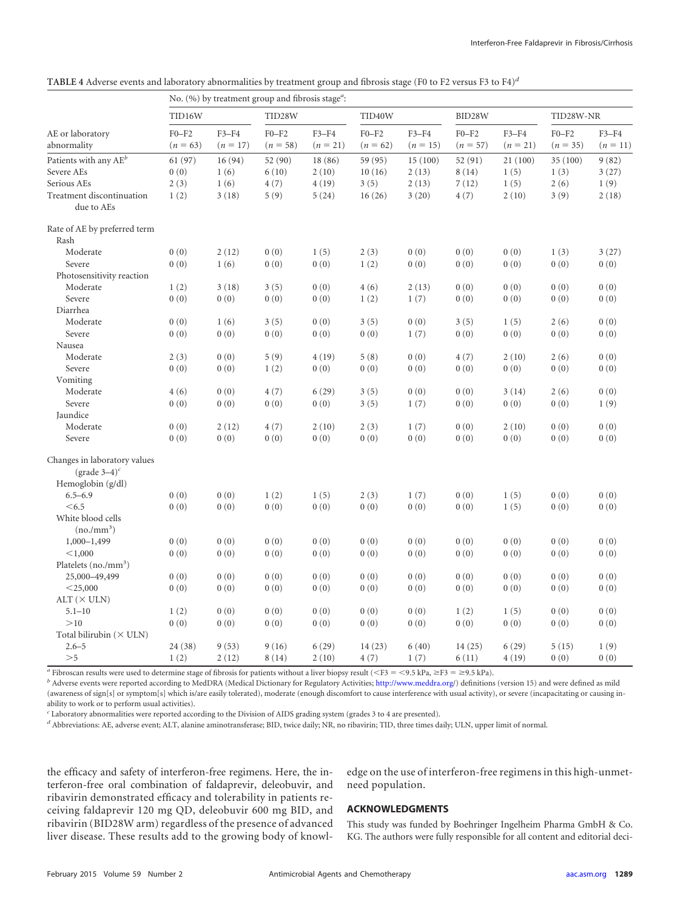**TABLE 4** Adverse events and laboratory abnormalities by treatment group and fibrosis stage (F0 to F2 versus F3 to F4)[d]

| AE or laboratory abnormality | No. (%) by treatment group and fibrosis stage[a]: | | | | | | | | | |
|---|---|---|---|---|---|---|---|---|---|---|
| | TID16W | | TID28W | | TID40W | | BID28W | | TID28W-NR | |
| | F0–F2 (n = 63) | F3–F4 (n = 17) | F0–F2 (n = 58) | F3–F4 (n = 21) | F0–F2 (n = 62) | F3–F4 (n = 15) | F0–F2 (n = 57) | F3–F4 (n = 21) | F0–F2 (n = 35) | F3–F4 (n = 11) |
| Patients with any AE[b] | 61 (97) | 16 (94) | 52 (90) | 18 (86) | 59 (95) | 15 (100) | 52 (91) | 21 (100) | 35 (100) | 9 (82) |
| Severe AEs | 0 (0) | 1 (6) | 6 (10) | 2 (10) | 10 (16) | 2 (13) | 8 (14) | 1 (5) | 1 (3) | 3 (27) |
| Serious AEs | 2 (3) | 1 (6) | 4 (7) | 4 (19) | 3 (5) | 2 (13) | 7 (12) | 1 (5) | 2 (6) | 1 (9) |
| Treatment discontinuation due to AEs | 1 (2) | 3 (18) | 5 (9) | 5 (24) | 16 (26) | 3 (20) | 4 (7) | 2 (10) | 3 (9) | 2 (18) |
| Rate of AE by preferred term | | | | | | | | | | |
| Rash | | | | | | | | | | |
| Moderate | 0 (0) | 2 (12) | 0 (0) | 1 (5) | 2 (3) | 0 (0) | 0 (0) | 0 (0) | 1 (3) | 3 (27) |
| Severe | 0 (0) | 1 (6) | 0 (0) | 0 (0) | 1 (2) | 0 (0) | 0 (0) | 0 (0) | 0 (0) | 0 (0) |
| Photosensitivity reaction | | | | | | | | | | |
| Moderate | 1 (2) | 3 (18) | 3 (5) | 0 (0) | 4 (6) | 2 (13) | 0 (0) | 0 (0) | 0 (0) | 0 (0) |
| Severe | 0 (0) | 0 (0) | 0 (0) | 0 (0) | 1 (2) | 1 (7) | 0 (0) | 0 (0) | 0 (0) | 0 (0) |
| Diarrhea | | | | | | | | | | |
| Moderate | 0 (0) | 1 (6) | 3 (5) | 0 (0) | 3 (5) | 0 (0) | 3 (5) | 1 (5) | 2 (6) | 0 (0) |
| Severe | 0 (0) | 0 (0) | 0 (0) | 0 (0) | 0 (0) | 1 (7) | 0 (0) | 0 (0) | 0 (0) | 0 (0) |
| Nausea | | | | | | | | | | |
| Moderate | 2 (3) | 0 (0) | 5 (9) | 4 (19) | 5 (8) | 0 (0) | 4 (7) | 2 (10) | 2 (6) | 0 (0) |
| Severe | 0 (0) | 0 (0) | 1 (2) | 0 (0) | 0 (0) | 0 (0) | 0 (0) | 0 (0) | 0 (0) | 0 (0) |
| Vomiting | | | | | | | | | | |
| Moderate | 4 (6) | 0 (0) | 4 (7) | 6 (29) | 3 (5) | 0 (0) | 0 (0) | 3 (14) | 2 (6) | 0 (0) |
| Severe | 0 (0) | 0 (0) | 0 (0) | 0 (0) | 3 (5) | 1 (7) | 0 (0) | 0 (0) | 0 (0) | 1 (9) |
| Jaundice | | | | | | | | | | |
| Moderate | 0 (0) | 2 (12) | 4 (7) | 2 (10) | 2 (3) | 1 (7) | 0 (0) | 2 (10) | 0 (0) | 0 (0) |
| Severe | 0 (0) | 0 (0) | 0 (0) | 0 (0) | 0 (0) | 0 (0) | 0 (0) | 0 (0) | 0 (0) | 0 (0) |
| Changes in laboratory values (grade 3–4)[c] | | | | | | | | | | |
| Hemoglobin (g/dl) | | | | | | | | | | |
| 6.5–6.9 | 0 (0) | 0 (0) | 1 (2) | 1 (5) | 2 (3) | 1 (7) | 0 (0) | 1 (5) | 0 (0) | 0 (0) |
| <6.5 | 0 (0) | 0 (0) | 0 (0) | 0 (0) | 0 (0) | 0 (0) | 0 (0) | 1 (5) | 0 (0) | 0 (0) |
| White blood cells (no./mm$^3$) | | | | | | | | | | |
| 1,000–1,499 | 0 (0) | 0 (0) | 0 (0) | 0 (0) | 0 (0) | 0 (0) | 0 (0) | 0 (0) | 0 (0) | 0 (0) |
| <1,000 | 0 (0) | 0 (0) | 0 (0) | 0 (0) | 0 (0) | 0 (0) | 0 (0) | 0 (0) | 0 (0) | 0 (0) |
| Platelets (no./mm$^3$) | | | | | | | | | | |
| 25,000–49,499 | 0 (0) | 0 (0) | 0 (0) | 0 (0) | 0 (0) | 0 (0) | 0 (0) | 0 (0) | 0 (0) | 0 (0) |
| <25,000 | 0 (0) | 0 (0) | 0 (0) | 0 (0) | 0 (0) | 0 (0) | 0 (0) | 0 (0) | 0 (0) | 0 (0) |
| ALT (× ULN) | | | | | | | | | | |
| 5.1–10 | 1 (2) | 0 (0) | 0 (0) | 0 (0) | 0 (0) | 0 (0) | 1 (2) | 1 (5) | 0 (0) | 0 (0) |
| >10 | 0 (0) | 0 (0) | 0 (0) | 0 (0) | 0 (0) | 0 (0) | 0 (0) | 0 (0) | 0 (0) | 0 (0) |
| Total bilirubin (× ULN) | | | | | | | | | | |
| 2.6–5 | 24 (38) | 9 (53) | 9 (16) | 6 (29) | 14 (23) | 6 (40) | 14 (25) | 6 (29) | 5 (15) | 1 (9) |
| >5 | 1 (2) | 2 (12) | 8 (14) | 2 (10) | 4 (7) | 1 (7) | 6 (11) | 4 (19) | 0 (0) | 0 (0) |

[a] Fibroscan results were used to determine stage of fibrosis for patients without a liver biopsy result (<F3 = <9.5 kPa, ≥F3 = ≥9.5 kPa).

[b] Adverse events were reported according to MedDRA (Medical Dictionary for Regulatory Activities; http://www.meddra.org/) definitions (version 15) and were defined as mild (awareness of sign[s] or symptom[s] which is/are easily tolerated), moderate (enough discomfort to cause interference with usual activity), or severe (incapacitating or causing inability to work or to perform usual activities).

[c] Laboratory abnormalities were reported according to the Division of AIDS grading system (grades 3 to 4 are presented).

[d] Abbreviations: AE, adverse event; ALT, alanine aminotransferase; BID, twice daily; NR, no ribavirin; TID, three times daily; ULN, upper limit of normal.

the efficacy and safety of interferon-free regimens. Here, the interferon-free oral combination of faldaprevir, deleobuvir, and ribavirin demonstrated efficacy and tolerability in patients receiving faldaprevir 120 mg QD, deleobuvir 600 mg BID, and ribavirin (BID28W arm) regardless of the presence of advanced liver disease. These results add to the growing body of knowledge on the use of interferon-free regimens in this high-unmet-need population.

## ACKNOWLEDGMENTS

This study was funded by Boehringer Ingelheim Pharma GmbH & Co. KG. The authors were fully responsible for all content and editorial deci-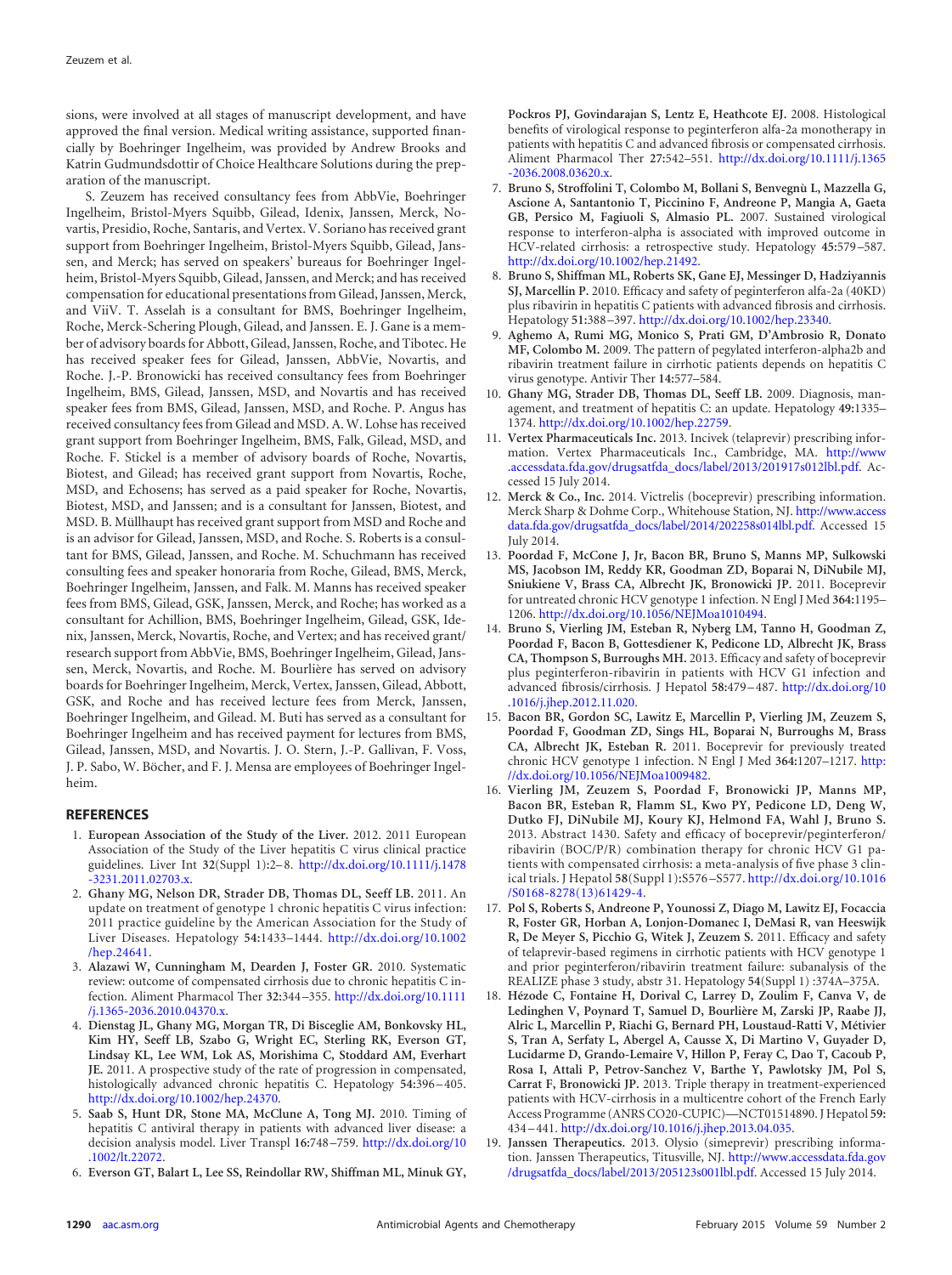sions, were involved at all stages of manuscript development, and have approved the final version. Medical writing assistance, supported financially by Boehringer Ingelheim, was provided by Andrew Brooks and Katrin Gudmundsdottir of Choice Healthcare Solutions during the preparation of the manuscript.

S. Zeuzem has received consultancy fees from AbbVie, Boehringer Ingelheim, Bristol-Myers Squibb, Gilead, Idenix, Janssen, Merck, Novartis, Presidio, Roche, Santaris, and Vertex. V. Soriano has received grant support from Boehringer Ingelheim, Bristol-Myers Squibb, Gilead, Janssen, and Merck; has served on speakers' bureaus for Boehringer Ingelheim, Bristol-Myers Squibb, Gilead, Janssen, and Merck; and has received compensation for educational presentations from Gilead, Janssen, Merck, and ViiV. T. Asselah is a consultant for BMS, Boehringer Ingelheim, Roche, Merck-Schering Plough, Gilead, and Janssen. E. J. Gane is a member of advisory boards for Abbott, Gilead, Janssen, Roche, and Tibotec. He has received speaker fees for Gilead, Janssen, AbbVie, Novartis, and Roche. J.-P. Bronowicki has received consultancy fees from Boehringer Ingelheim, BMS, Gilead, Janssen, MSD, and Novartis and has received speaker fees from BMS, Gilead, Janssen, MSD, and Roche. P. Angus has received consultancy fees from Gilead and MSD. A. W. Lohse has received grant support from Boehringer Ingelheim, BMS, Falk, Gilead, MSD, and Roche. F. Stickel is a member of advisory boards of Roche, Novartis, Biotest, and Gilead; has received grant support from Novartis, Roche, MSD, and Echosens; has served as a paid speaker for Roche, Novartis, Biotest, MSD, and Janssen; and is a consultant for Janssen, Biotest, and MSD. B. Müllhaupt has received grant support from MSD and Roche and is an advisor for Gilead, Janssen, MSD, and Roche. S. Roberts is a consultant for BMS, Gilead, Janssen, and Roche. M. Schuchmann has received consulting fees and speaker honoraria from Roche, Gilead, BMS, Merck, Boehringer Ingelheim, Janssen, and Falk. M. Manns has received speaker fees from BMS, Gilead, GSK, Janssen, Merck, and Roche; has worked as a consultant for Achillion, BMS, Boehringer Ingelheim, Gilead, GSK, Idenix, Janssen, Merck, Novartis, Roche, and Vertex; and has received grant/research support from AbbVie, BMS, Boehringer Ingelheim, Gilead, Janssen, Merck, Novartis, and Roche. M. Bourlière has served on advisory boards for Boehringer Ingelheim, Merck, Vertex, Janssen, Gilead, Abbott, GSK, and Roche and has received lecture fees from Merck, Janssen, Boehringer Ingelheim, and Gilead. M. Buti has served as a consultant for Boehringer Ingelheim and has received payment for lectures from BMS, Gilead, Janssen, MSD, and Novartis. J. O. Stern, J.-P. Gallivan, F. Voss, J. P. Sabo, W. Böcher, and F. J. Mensa are employees of Boehringer Ingelheim.

## REFERENCES

1. **European Association of the Study of the Liver.** 2012. 2011 European Association of the Study of the Liver hepatitis C virus clinical practice guidelines. Liver Int **32**(Suppl 1):2–8. http://dx.doi.org/10.1111/j.1478-3231.2011.02703.x.
2. **Ghany MG, Nelson DR, Strader DB, Thomas DL, Seeff LB.** 2011. An update on treatment of genotype 1 chronic hepatitis C virus infection: 2011 practice guideline by the American Association for the Study of Liver Diseases. Hepatology **54**:1433–1444. http://dx.doi.org/10.1002/hep.24641.
3. **Alazawi W, Cunningham M, Dearden J, Foster GR.** 2010. Systematic review: outcome of compensated cirrhosis due to chronic hepatitis C infection. Aliment Pharmacol Ther **32**:344–355. http://dx.doi.org/10.1111/j.1365-2036.2010.04370.x.
4. **Dienstag JL, Ghany MG, Morgan TR, Di Bisceglie AM, Bonkovsky HL, Kim HY, Seeff LB, Szabo G, Wright EC, Sterling RK, Everson GT, Lindsay KL, Lee WM, Lok AS, Morishima C, Stoddard AM, Everhart JE.** 2011. A prospective study of the rate of progression in compensated, histologically advanced chronic hepatitis C. Hepatology **54**:396–405. http://dx.doi.org/10.1002/hep.24370.
5. **Saab S, Hunt DR, Stone MA, McClune A, Tong MJ.** 2010. Timing of hepatitis C antiviral therapy in patients with advanced liver disease: a decision analysis model. Liver Transpl **16**:748–759. http://dx.doi.org/10.1002/lt.22072.
6. **Everson GT, Balart L, Lee SS, Reindollar RW, Shiffman ML, Minuk GY, Pockros PJ, Govindarajan S, Lentz E, Heathcote EJ.** 2008. Histological benefits of virological response to peginterferon alfa-2a monotherapy in patients with hepatitis C and advanced fibrosis or compensated cirrhosis. Aliment Pharmacol Ther **27**:542–551. http://dx.doi.org/10.1111/j.1365-2036.2008.03620.x.
7. **Bruno S, Stroffolini T, Colombo M, Bollani S, Benvegnù L, Mazzella G, Ascione A, Santantonio T, Piccinino F, Andreone P, Mangia A, Gaeta GB, Persico M, Fagiuoli S, Almasio PL.** 2007. Sustained virological response to interferon-alpha is associated with improved outcome in HCV-related cirrhosis: a retrospective study. Hepatology **45**:579–587. http://dx.doi.org/10.1002/hep.21492.
8. **Bruno S, Shiffman ML, Roberts SK, Gane EJ, Messinger D, Hadziyannis SJ, Marcellin P.** 2010. Efficacy and safety of peginterferon alfa-2a (40KD) plus ribavirin in hepatitis C patients with advanced fibrosis and cirrhosis. Hepatology **51**:388–397. http://dx.doi.org/10.1002/hep.23340.
9. **Aghemo A, Rumi MG, Monico S, Prati GM, D'Ambrosio R, Donato MF, Colombo M.** 2009. The pattern of pegylated interferon-alpha2b and ribavirin treatment failure in cirrhotic patients depends on hepatitis C virus genotype. Antivir Ther **14**:577–584.
10. **Ghany MG, Strader DB, Thomas DL, Seeff LB.** 2009. Diagnosis, management, and treatment of hepatitis C: an update. Hepatology **49**:1335–1374. http://dx.doi.org/10.1002/hep.22759.
11. **Vertex Pharmaceuticals Inc.** 2013. Incivek (telaprevir) prescribing information. Vertex Pharmaceuticals Inc., Cambridge, MA. http://www.accessdata.fda.gov/drugsatfda_docs/label/2013/201917s012lbl.pdf. Accessed 15 July 2014.
12. **Merck & Co., Inc.** 2014. Victrelis (boceprevir) prescribing information. Merck Sharp & Dohme Corp., Whitehouse Station, NJ. http://www.accessdata.fda.gov/drugsatfda_docs/label/2014/202258s014lbl.pdf. Accessed 15 July 2014.
13. **Poordad F, McCone J, Jr, Bacon BR, Bruno S, Manns MP, Sulkowski MS, Jacobson IM, Reddy KR, Goodman ZD, Boparai N, DiNubile MJ, Sniukiene V, Brass CA, Albrecht JK, Bronowicki JP.** 2011. Boceprevir for untreated chronic HCV genotype 1 infection. N Engl J Med **364**:1195–1206. http://dx.doi.org/10.1056/NEJMoa1010494.
14. **Bruno S, Vierling JM, Esteban R, Nyberg LM, Tanno H, Goodman Z, Poordad F, Bacon B, Gottesdiener K, Pedicone LD, Albrecht JK, Brass CA, Thompson S, Burroughs MH.** 2013. Efficacy and safety of boceprevir plus peginterferon-ribavirin in patients with HCV G1 infection and advanced fibrosis/cirrhosis. J Hepatol **58**:479–487. http://dx.doi.org/10.1016/j.jhep.2012.11.020.
15. **Bacon BR, Gordon SC, Lawitz E, Marcellin P, Vierling JM, Zeuzem S, Poordad F, Goodman ZD, Sings HL, Boparai N, Burroughs M, Brass CA, Albrecht JK, Esteban R.** 2011. Boceprevir for previously treated chronic HCV genotype 1 infection. N Engl J Med **364**:1207–1217. http://dx.doi.org/10.1056/NEJMoa1009482.
16. **Vierling JM, Zeuzem S, Poordad F, Bronowicki JP, Manns MP, Bacon BR, Esteban R, Flamm SL, Kwo PY, Pedicone LD, Deng W, Dutko FJ, DiNubile MJ, Koury KJ, Helmond FA, Wahl J, Bruno S.** 2013. Abstract 1430. Safety and efficacy of boceprevir/peginterferon/ribavirin (BOC/P/R) combination therapy for chronic HCV G1 patients with compensated cirrhosis: a meta-analysis of five phase 3 clinical trials. J Hepatol **58**(Suppl 1):S576–S577. http://dx.doi.org/10.1016/S0168-8278(13)61429-4.
17. **Pol S, Roberts S, Andreone P, Younossi Z, Diago M, Lawitz EJ, Focaccia R, Foster GR, Horban A, Lonjon-Domanec I, DeMasi R, van Heeswijk R, De Meyer S, Picchio G, Witek J, Zeuzem S.** 2011. Efficacy and safety of telaprevir-based regimens in cirrhotic patients with HCV genotype 1 and prior peginterferon/ribavirin treatment failure: subanalysis of the REALIZE phase 3 study, abstr 31. Hepatology **54**(Suppl 1) :374A–375A.
18. **Hézode C, Fontaine H, Dorival C, Larrey D, Zoulim F, Canva V, de Ledinghen V, Poynard T, Samuel D, Bourlière M, Zarski JP, Raabe JJ, Alric L, Marcellin P, Riachi G, Bernard PH, Loustaud-Ratti V, Métivier S, Tran A, Serfaty L, Abergel A, Causse X, Di Martino V, Guyader D, Lucidarme D, Grando-Lemaire V, Hillon P, Feray C, Dao T, Cacoub P, Rosa I, Attali P, Petrov-Sanchez V, Barthe Y, Pawlotsky JM, Pol S, Carrat F, Bronowicki JP.** 2013. Triple therapy in treatment-experienced patients with HCV-cirrhosis in a multicentre cohort of the French Early Access Programme (ANRS CO20-CUPIC)—NCT01514890. J Hepatol **59**: 434–441. http://dx.doi.org/10.1016/j.jhep.2013.04.035.
19. **Janssen Therapeutics.** 2013. Olysio (simeprevir) prescribing information. Janssen Therapeutics, Titusville, NJ. http://www.accessdata.fda.gov/drugsatfda_docs/label/2013/205123s001lbl.pdf. Accessed 15 July 2014.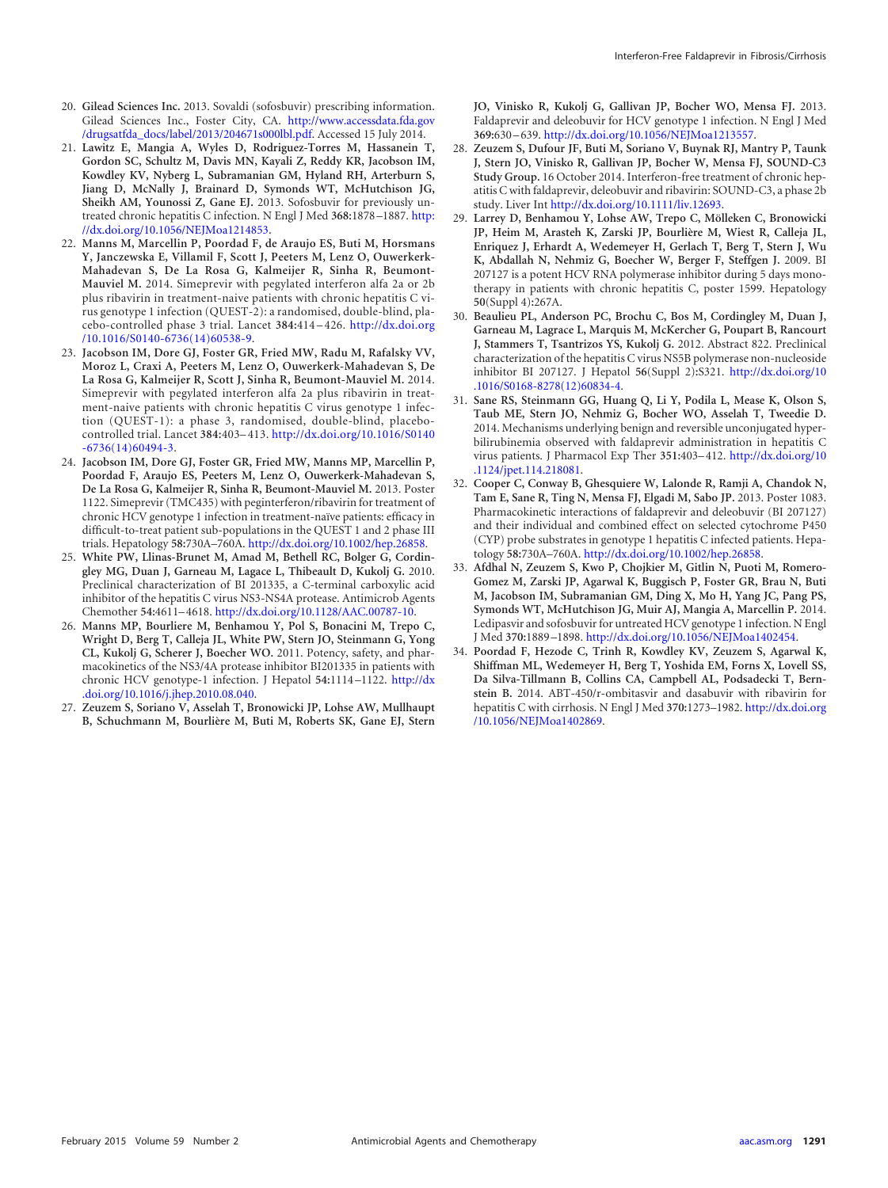20. **Gilead Sciences Inc.** 2013. Sovaldi (sofosbuvir) prescribing information. Gilead Sciences Inc., Foster City, CA. http://www.accessdata.fda.gov/drugsatfda_docs/label/2013/204671s000lbl.pdf. Accessed 15 July 2014.
21. **Lawitz E, Mangia A, Wyles D, Rodriguez-Torres M, Hassanein T, Gordon SC, Schultz M, Davis MN, Kayali Z, Reddy KR, Jacobson IM, Kowdley KV, Nyberg L, Subramanian GM, Hyland RH, Arterburn S, Jiang D, McNally J, Brainard D, Symonds WT, McHutchison JG, Sheikh AM, Younossi Z, Gane EJ.** 2013. Sofosbuvir for previously untreated chronic hepatitis C infection. N Engl J Med **368:**1878–1887. http://dx.doi.org/10.1056/NEJMoa1214853.
22. **Manns M, Marcellin P, Poordad F, de Araujo ES, Buti M, Horsmans Y, Janczewska E, Villamil F, Scott J, Peeters M, Lenz O, Ouwerkerk-Mahadevan S, De La Rosa G, Kalmeijer R, Sinha R, Beumont-Mauviel M.** 2014. Simeprevir with pegylated interferon alfa 2a or 2b plus ribavirin in treatment-naive patients with chronic hepatitis C virus genotype 1 infection (QUEST-2): a randomised, double-blind, placebo-controlled phase 3 trial. Lancet **384:**414–426. http://dx.doi.org/10.1016/S0140-6736(14)60538-9.
23. **Jacobson IM, Dore GJ, Foster GR, Fried MW, Radu M, Rafalsky VV, Moroz L, Craxi A, Peeters M, Lenz O, Ouwerkerk-Mahadevan S, De La Rosa G, Kalmeijer R, Scott J, Sinha R, Beumont-Mauviel M.** 2014. Simeprevir with pegylated interferon alfa 2a plus ribavirin in treatment-naive patients with chronic hepatitis C virus genotype 1 infection (QUEST-1): a phase 3, randomised, double-blind, placebo-controlled trial. Lancet **384:**403–413. http://dx.doi.org/10.1016/S0140-6736(14)60494-3.
24. **Jacobson IM, Dore GJ, Foster GR, Fried MW, Manns MP, Marcellin P, Poordad F, Araujo ES, Peeters M, Lenz O, Ouwerkerk-Mahadevan S, De La Rosa G, Kalmeijer R, Sinha R, Beumont-Mauviel M.** 2013. Poster 1122. Simeprevir (TMC435) with peginterferon/ribavirin for treatment of chronic HCV genotype 1 infection in treatment-naïve patients: efficacy in difficult-to-treat patient sub-populations in the QUEST 1 and 2 phase III trials. Hepatology **58:**730A–760A. http://dx.doi.org/10.1002/hep.26858.
25. **White PW, Llinas-Brunet M, Amad M, Bethell RC, Bolger G, Cordingley MG, Duan J, Garneau M, Lagace L, Thibeault D, Kukolj G.** 2010. Preclinical characterization of BI 201335, a C-terminal carboxylic acid inhibitor of the hepatitis C virus NS3-NS4A protease. Antimicrob Agents Chemother **54:**4611–4618. http://dx.doi.org/10.1128/AAC.00787-10.
26. **Manns MP, Bourliere M, Benhamou Y, Pol S, Bonacini M, Trepo C, Wright D, Berg T, Calleja JL, White PW, Stern JO, Steinmann G, Yong CL, Kukolj G, Scherer J, Boecher WO.** 2011. Potency, safety, and pharmacokinetics of the NS3/4A protease inhibitor BI201335 in patients with chronic HCV genotype-1 infection. J Hepatol **54:**1114–1122. http://dx.doi.org/10.1016/j.jhep.2010.08.040.
27. **Zeuzem S, Soriano V, Asselah T, Bronowicki JP, Lohse AW, Mullhaupt B, Schuchmann M, Bourlière M, Buti M, Roberts SK, Gane EJ, Stern JO, Vinisko R, Kukolj G, Gallivan JP, Bocher WO, Mensa FJ.** 2013. Faldaprevir and deleobuvir for HCV genotype 1 infection. N Engl J Med **369:**630–639. http://dx.doi.org/10.1056/NEJMoa1213557.
28. **Zeuzem S, Dufour JF, Buti M, Soriano V, Buynak RJ, Mantry P, Taunk J, Stern JO, Vinisko R, Gallivan JP, Bocher W, Mensa FJ, SOUND-C3 Study Group.** 16 October 2014. Interferon-free treatment of chronic hepatitis C with faldaprevir, deleobuvir and ribavirin: SOUND-C3, a phase 2b study. Liver Int http://dx.doi.org/10.1111/liv.12693.
29. **Larrey D, Benhamou Y, Lohse AW, Trepo C, Mölleken C, Bronowicki JP, Heim M, Arasteh K, Zarski JP, Bourlière M, Wiest R, Calleja JL, Enriquez J, Erhardt A, Wedemeyer H, Gerlach T, Berg T, Stern J, Wu K, Abdallah N, Nehmiz G, Boecher W, Berger F, Steffgen J.** 2009. BI 207127 is a potent HCV RNA polymerase inhibitor during 5 days monotherapy in patients with chronic hepatitis C, poster 1599. Hepatology **50**(Suppl 4)**:**267A.
30. **Beaulieu PL, Anderson PC, Brochu C, Bos M, Cordingley M, Duan J, Garneau M, Lagrace L, Marquis M, McKercher G, Poupart B, Rancourt J, Stammers T, Tsantrizos YS, Kukolj G.** 2012. Abstract 822. Preclinical characterization of the hepatitis C virus NS5B polymerase non-nucleoside inhibitor BI 207127. J Hepatol **56**(Suppl 2)**:**S321. http://dx.doi.org/10.1016/S0168-8278(12)60834-4.
31. **Sane RS, Steinmann GG, Huang Q, Li Y, Podila L, Mease K, Olson S, Taub ME, Stern JO, Nehmiz G, Bocher WO, Asselah T, Tweedie D.** 2014. Mechanisms underlying benign and reversible unconjugated hyperbilirubinemia observed with faldaprevir administration in hepatitis C virus patients. J Pharmacol Exp Ther **351:**403–412. http://dx.doi.org/10.1124/jpet.114.218081.
32. **Cooper C, Conway B, Ghesquiere W, Lalonde R, Ramji A, Chandok N, Tam E, Sane R, Ting N, Mensa FJ, Elgadi M, Sabo JP.** 2013. Poster 1083. Pharmacokinetic interactions of faldaprevir and deleobuvir (BI 207127) and their individual and combined effect on selected cytochrome P450 (CYP) probe substrates in genotype 1 hepatitis C infected patients. Hepatology **58:**730A–760A. http://dx.doi.org/10.1002/hep.26858.
33. **Afdhal N, Zeuzem S, Kwo P, Chojkier M, Gitlin N, Puoti M, Romero-Gomez M, Zarski JP, Agarwal K, Buggisch P, Foster GR, Brau N, Buti M, Jacobson IM, Subramanian GM, Ding X, Mo H, Yang JC, Pang PS, Symonds WT, McHutchison JG, Muir AJ, Mangia A, Marcellin P.** 2014. Ledipasvir and sofosbuvir for untreated HCV genotype 1 infection. N Engl J Med **370:**1889–1898. http://dx.doi.org/10.1056/NEJMoa1402454.
34. **Poordad F, Hezode C, Trinh R, Kowdley KV, Zeuzem S, Agarwal K, Shiffman ML, Wedemeyer H, Berg T, Yoshida EM, Forns X, Lovell SS, Da Silva-Tillmann B, Collins CA, Campbell AL, Podsadecki T, Bernstein B.** 2014. ABT-450/r-ombitasvir and dasabuvir with ribavirin for hepatitis C with cirrhosis. N Engl J Med **370:**1273–1982. http://dx.doi.org/10.1056/NEJMoa1402869.